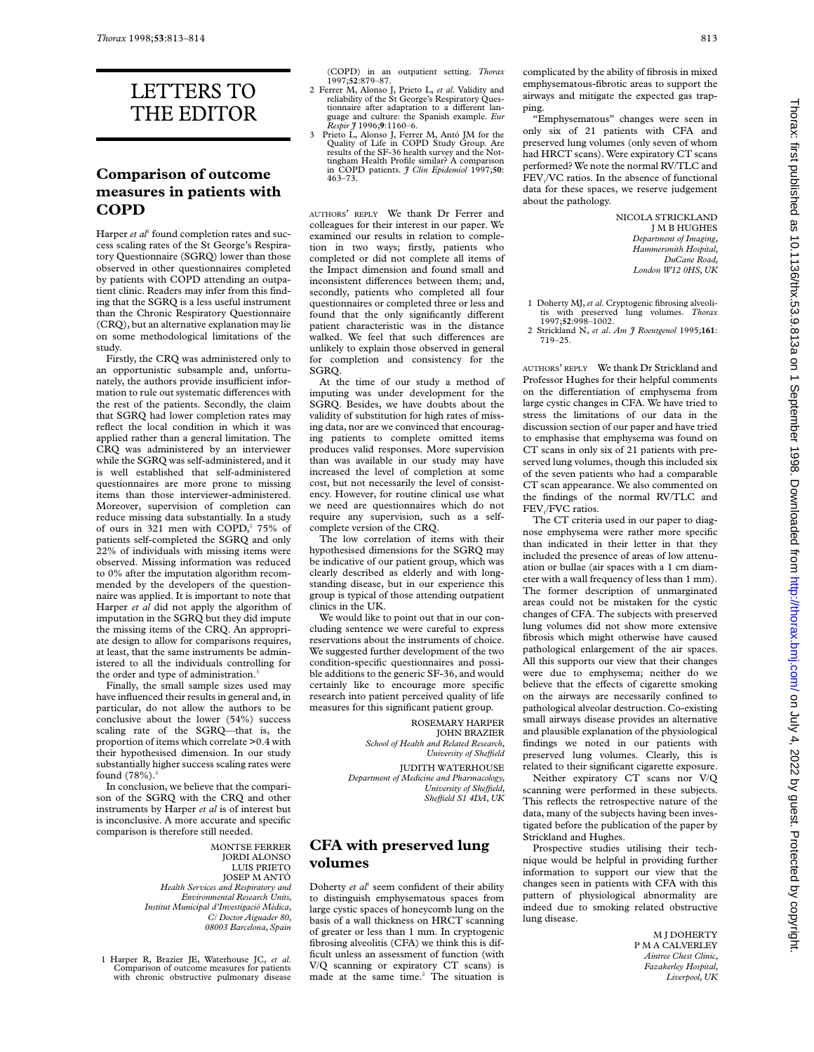# LETTERS TO THE EDITOR

## Comparison of outcome measures in patients with COPD

Harper *et al*[1] found completion rates and success scaling rates of the St George's Respiratory Questionnaire (SGRQ) lower than those observed in other questionnaires completed by patients with COPD attending an outpatient clinic. Readers may infer from this finding that the SGRQ is a less useful instrument than the Chronic Respiratory Questionnaire (CRQ), but an alternative explanation may lie on some methodological limitations of the study.

Firstly, the CRQ was administered only to an opportunistic subsample and, unfortunately, the authors provide insufficient information to rule out systematic differences with the rest of the patients. Secondly, the claim that SGRQ had lower completion rates may reflect the local condition in which it was applied rather than a general limitation. The CRQ was administered by an interviewer while the SGRQ was self-administered, and it is well established that self-administered questionnaires are more prone to missing items than those interviewer-administered. Moreover, supervision of completion can reduce missing data substantially. In a study of ours in 321 men with COPD,[2] 75% of patients self-completed the SGRQ and only 22% of individuals with missing items were observed. Missing information was reduced to 0% after the imputation algorithm recommended by the developers of the questionnaire was applied. It is important to note that Harper *et al* did not apply the algorithm of imputation in the SGRQ but they did impute the missing items of the CRQ. An appropriate design to allow for comparisons requires, at least, that the same instruments be administered to all the individuals controlling for the order and type of administration.[3]

Finally, the small sample sizes used may have influenced their results in general and, in particular, do not allow the authors to be conclusive about the lower (54%) success scaling rate of the SGRQ—that is, the proportion of items which correlate >0.4 with their hypothesised dimension. In our study substantially higher success scaling rates were found (78%).[2]

In conclusion, we believe that the comparison of the SGRQ with the CRQ and other instruments by Harper *et al* is of interest but is inconclusive. A more accurate and specific comparison is therefore still needed.

MONTSE FERRER
JORDI ALONSO
LUIS PRIETO
JOSEP M ANTÓ
*Health Services and Respiratory and Environmental Research Units, Institut Municipal d'Investigació Mèdica, C/ Doctor Aiguader 80, 08003 Barcelona, Spain*

1 Harper R, Brazier JE, Waterhouse JC, *et al*. Comparison of outcome measures for patients with chronic obstructive pulmonary disease (COPD) in an outpatient setting. *Thorax* 1997;**52**:879–87.
2 Ferrer M, Alonso J, Prieto L, *et al*. Validity and reliability of the St George's Respiratory Questionnaire after adaptation to a different language and culture: the Spanish example. *Eur Respir J* 1996;**9**:1160–6.
3 Prieto L, Alonso J, Ferrer M, Antó JM for the Quality of Life in COPD Study Group. Are results of the SF-36 health survey and the Nottingham Health Profile similar? A comparison in COPD patients. *J Clin Epidemiol* 1997;**50**: 463–73.

AUTHORS' REPLY We thank Dr Ferrer and colleagues for their interest in our paper. We examined our results in relation to completion in two ways; firstly, patients who completed or did not complete all items of the Impact dimension and found small and inconsistent differences between them; and, secondly, patients who completed all four questionnaires or completed three or less and found that the only significantly different patient characteristic was in the distance walked. We feel that such differences are unlikely to explain those observed in general for completion and consistency for the SGRQ.

At the time of our study a method of imputing was under development for the SGRQ. Besides, we have doubts about the validity of substitution for high rates of missing data, nor are we convinced that encouraging patients to complete omitted items produces valid responses. More supervision than was available in our study may have increased the level of completion at some cost, but not necessarily the level of consistency. However, for routine clinical use what we need are questionnaires which do not require any supervision, such as a self-complete version of the CRQ.

The low correlation of items with their hypothesised dimensions for the SGRQ may be indicative of our patient group, which was clearly described as elderly and with long-standing disease, but in our experience this group is typical of those attending outpatient clinics in the UK.

We would like to point out that in our concluding sentence we were careful to express reservations about the instruments of choice. We suggested further development of the two condition-specific questionnaires and possible additions to the generic SF-36, and would certainly like to encourage more specific research into patient perceived quality of life measures for this significant patient group.

ROSEMARY HARPER
JOHN BRAZIER
*School of Health and Related Research, University of Sheffield*
JUDITH WATERHOUSE
*Department of Medicine and Pharmacology, University of Sheffield, Sheffield S1 4DA, UK*

## CFA with preserved lung volumes

Doherty *et al*[1] seem confident of their ability to distinguish emphysematous spaces from large cystic spaces of honeycomb lung on the basis of a wall thickness on HRCT scanning of greater or less than 1 mm. In cryptogenic fibrosing alveolitis (CFA) we think this is difficult unless an assessment of function (with V/Q scanning or expiratory CT scans) is made at the same time.[2] The situation is complicated by the ability of fibrosis in mixed emphysematous-fibrotic areas to support the airways and mitigate the expected gas trapping.

"Emphysematous" changes were seen in only six of 21 patients with CFA and preserved lung volumes (only seven of whom had HRCT scans). Were expiratory CT scans performed? We note the normal RV/TLC and $FEV_1$/VC ratios. In the absence of functional data for these spaces, we reserve judgement about the pathology.

NICOLA STRICKLAND
J M B HUGHES
*Department of Imaging, Hammersmith Hospital, DuCane Road, London W12 0HS, UK*

1 Doherty MJ, *et al*. Cryptogenic fibrosing alveolitis with preserved lung volumes. *Thorax* 1997;**52**:998–1002.
2 Strickland N, *et al*. *Am J Roentgenol* 1995;**161**: 719–25.

AUTHORS' REPLY We thank Dr Strickland and Professor Hughes for their helpful comments on the differentiation of emphysema from large cystic changes in CFA. We have tried to stress the limitations of our data in the discussion section of our paper and have tried to emphasise that emphysema was found on CT scans in only six of 21 patients with preserved lung volumes, though this included six of the seven patients who had a comparable CT scan appearance. We also commented on the findings of the normal RV/TLC and $FEV_1$/FVC ratios.

The CT criteria used in our paper to diagnose emphysema were rather more specific than indicated in their letter in that they included the presence of areas of low attenuation or bullae (air spaces with a 1 cm diameter with a wall frequency of less than 1 mm). The former description of unmarginated areas could not be mistaken for the cystic changes of CFA. The subjects with preserved lung volumes did not show more extensive fibrosis which might otherwise have caused pathological enlargement of the air spaces. All this supports our view that their changes were due to emphysema; neither do we believe that the effects of cigarette smoking on the airways are necessarily confined to pathological alveolar destruction. Co-existing small airways disease provides an alternative and plausible explanation of the physiological findings we noted in our patients with preserved lung volumes. Clearly, this is related to their significant cigarette exposure.

Neither expiratory CT scans nor V/Q scanning were performed in these subjects. This reflects the retrospective nature of the data, many of the subjects having been investigated before the publication of the paper by Strickland and Hughes.

Prospective studies utilising their technique would be helpful in providing further information to support our view that the changes seen in patients with CFA with this pattern of physiological abnormality are indeed due to smoking related obstructive lung disease.

M J DOHERTY
P M A CALVERLEY
*Aintree Chest Clinic, Fazakerley Hospital, Liverpool, UK*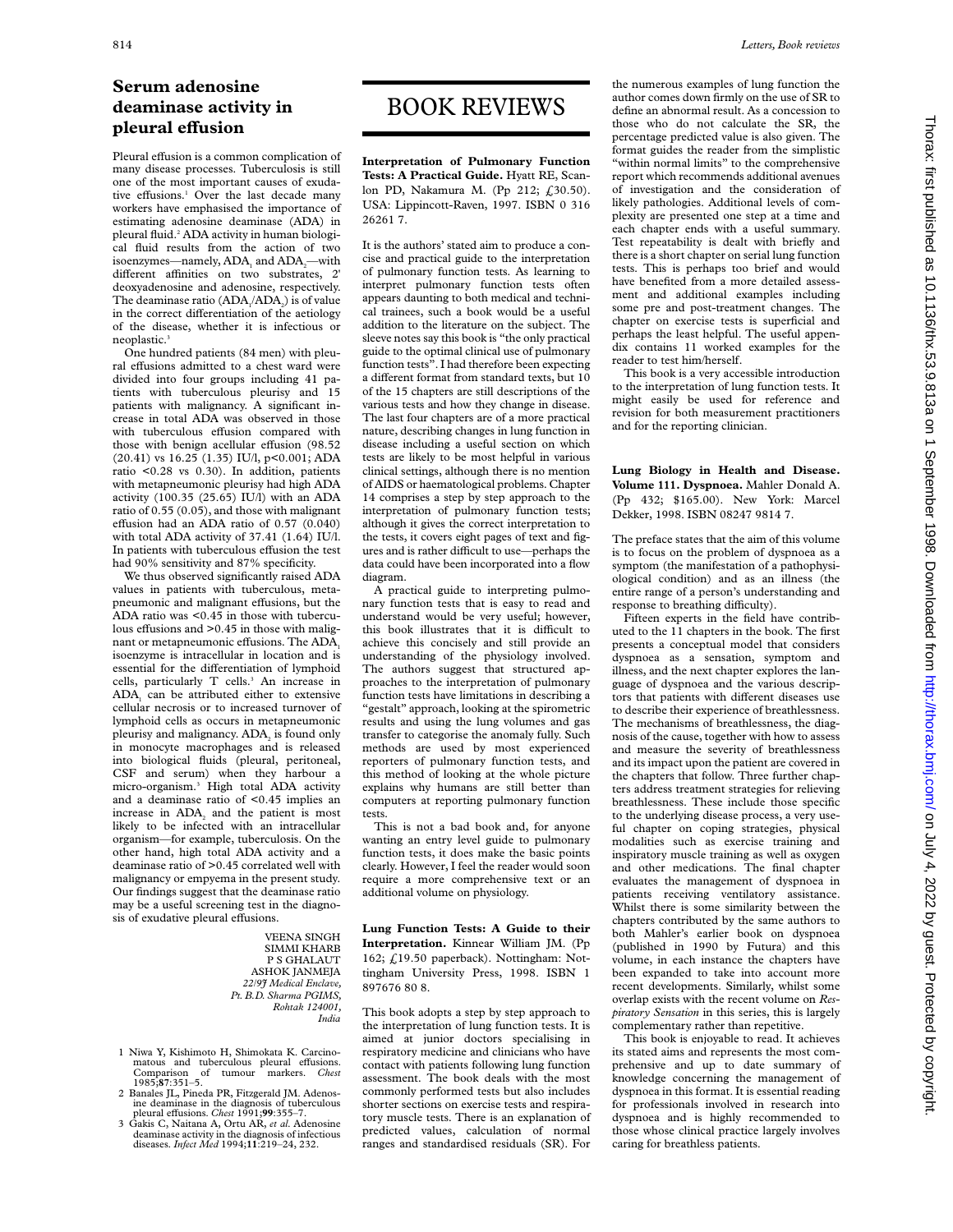## Serum adenosine deaminase activity in pleural effusion

Pleural effusion is a common complication of many disease processes. Tuberculosis is still one of the most important causes of exudative effusions.[1] Over the last decade many workers have emphasised the importance of estimating adenosine deaminase (ADA) in pleural fluid.[2] ADA activity in human biological fluid results from the action of two isoenzymes—namely, $ADA_1$ and $ADA_2$—with different affinities on two substrates, 2' deoxyadenosine and adenosine, respectively. The deaminase ratio ($ADA_1/ADA_2$) is of value in the correct differentiation of the aetiology of the disease, whether it is infectious or neoplastic.[3]

One hundred patients (84 men) with pleural effusions admitted to a chest ward were divided into four groups including 41 patients with tuberculous pleurisy and 15 patients with malignancy. A significant increase in total ADA was observed in those with tuberculous effusion compared with those with benign acellular effusion (98.52 (20.41) vs 16.25 (1.35) IU/l, $p<0.001$; ADA ratio <0.28 vs 0.30). In addition, patients with metapneumonic pleurisy had high ADA activity (100.35 (25.65) IU/l) with an ADA ratio of 0.55 (0.05), and those with malignant effusion had an ADA ratio of 0.57 (0.040) with total ADA activity of 37.41 (1.64) IU/l. In patients with tuberculous effusion the test had 90% sensitivity and 87% specificity.

We thus observed significantly raised ADA values in patients with tuberculous, metapneumonic and malignant effusions, but the ADA ratio was <0.45 in those with tuberculous effusions and >0.45 in those with malignant or metapneumonic effusions. The $ADA_1$ isoenzyme is intracellular in location and is essential for the differentiation of lymphoid cells, particularly T cells.[3] An increase in $ADA_1$ can be attributed either to extensive cellular necrosis or to increased turnover of lymphoid cells as occurs in metapneumonic pleurisy and malignancy. $ADA_2$ is found only in monocyte macrophages and is released into biological fluids (pleural, peritoneal, CSF and serum) when they harbour a micro-organism.[3] High total ADA activity and a deaminase ratio of <0.45 implies an increase in $ADA_2$ and the patient is most likely to be infected with an intracellular organism—for example, tuberculosis. On the other hand, high total ADA activity and a deaminase ratio of >0.45 correlated well with malignancy or empyema in the present study. Our findings suggest that the deaminase ratio may be a useful screening test in the diagnosis of exudative pleural effusions.

VEENA SINGH
SIMMI KHARB
P S GHALAUT
ASHOK JANMEJA
*22/9J Medical Enclave, Pt. B.D. Sharma PGIMS, Rohtak 124001, India*

1 Niwa Y, Kishimoto H, Shimokata K. Carcinomatous and tuberculous pleural effusions. Comparison of tumour markers. *Chest* 1985;**87**:351–5.
2 Banales JL, Pineda PR, Fitzgerald JM. Adenosine deaminase in the diagnosis of tuberculous pleural effusions. *Chest* 1991;**99**:355–7.
3 Gakis C, Naitana A, Ortu AR, *et al*. Adenosine deaminase activity in the diagnosis of infectious diseases. *Infect Med* 1994;**11**:219–24, 232.

# BOOK REVIEWS

**Interpretation of Pulmonary Function Tests: A Practical Guide.** Hyatt RE, Scanlon PD, Nakamura M. (Pp 212; £30.50). USA: Lippincott-Raven, 1997. ISBN 0 316 26261 7.

It is the authors' stated aim to produce a concise and practical guide to the interpretation of pulmonary function tests. As learning to interpret pulmonary function tests often appears daunting to both medical and technical trainees, such a book would be a useful addition to the literature on the subject. The sleeve notes say this book is "the only practical guide to the optimal clinical use of pulmonary function tests". I had therefore been expecting a different format from standard texts, but 10 of the 15 chapters are still descriptions of the various tests and how they change in disease. The last four chapters are of a more practical nature, describing changes in lung function in disease including a useful section on which tests are likely to be most helpful in various clinical settings, although there is no mention of AIDS or haematological problems. Chapter 14 comprises a step by step approach to the interpretation of pulmonary function tests; although it gives the correct interpretation to the tests, it covers eight pages of text and figures and is rather difficult to use—perhaps the data could have been incorporated into a flow diagram.

A practical guide to interpreting pulmonary function tests that is easy to read and understand would be very useful; however, this book illustrates that it is difficult to achieve this concisely and still provide an understanding of the physiology involved. The authors suggest that structured approaches to the interpretation of pulmonary function tests have limitations in describing a "gestalt" approach, looking at the spirometric results and using the lung volumes and gas transfer to categorise the anomaly fully. Such methods are used by most experienced reporters of pulmonary function tests, and this method of looking at the whole picture explains why humans are still better than computers at reporting pulmonary function tests.

This is not a bad book and, for anyone wanting an entry level guide to pulmonary function tests, it does make the basic points clearly. However, I feel the reader would soon require a more comprehensive text or an additional volume on physiology.

**Lung Function Tests: A Guide to their Interpretation.** Kinnear William JM. (Pp 162; £19.50 paperback). Nottingham: Nottingham University Press, 1998. ISBN 1 897676 80 8.

This book adopts a step by step approach to the interpretation of lung function tests. It is aimed at junior doctors specialising in respiratory medicine and clinicians who have contact with patients following lung function assessment. The book deals with the most commonly performed tests but also includes shorter sections on exercise tests and respiratory muscle tests. There is an explanation of predicted values, calculation of normal ranges and standardised residuals (SR). For the numerous examples of lung function the author comes down firmly on the use of SR to define an abnormal result. As a concession to those who do not calculate the SR, the percentage predicted value is also given. The format guides the reader from the simplistic "within normal limits" to the comprehensive report which recommends additional avenues of investigation and the consideration of likely pathologies. Additional levels of complexity are presented one step at a time and each chapter ends with a useful summary. Test repeatability is dealt with briefly and there is a short chapter on serial lung function tests. This is perhaps too brief and would have benefited from a more detailed assessment and additional examples including some pre and post-treatment changes. The chapter on exercise tests is superficial and perhaps the least helpful. The useful appendix contains 11 worked examples for the reader to test him/herself.

This book is a very accessible introduction to the interpretation of lung function tests. It might easily be used for reference and revision for both measurement practitioners and for the reporting clinician.

**Lung Biology in Health and Disease. Volume 111. Dyspnoea.** Mahler Donald A. (Pp 432; $165.00). New York: Marcel Dekker, 1998. ISBN 08247 9814 7.

The preface states that the aim of this volume is to focus on the problem of dyspnoea as a symptom (the manifestation of a pathophysiological condition) and as an illness (the entire range of a person's understanding and response to breathing difficulty).

Fifteen experts in the field have contributed to the 11 chapters in the book. The first presents a conceptual model that considers dyspnoea as a sensation, symptom and illness, and the next chapter explores the language of dyspnoea and the various descriptors that patients with different diseases use to describe their experience of breathlessness. The mechanisms of breathlessness, the diagnosis of the cause, together with how to assess and measure the severity of breathlessness and its impact upon the patient are covered in the chapters that follow. Three further chapters address treatment strategies for relieving breathlessness. These include those specific to the underlying disease process, a very useful chapter on coping strategies, physical modalities such as exercise training and inspiratory muscle training as well as oxygen and other medications. The final chapter evaluates the management of dyspnoea in patients receiving ventilatory assistance. Whilst there is some similarity between the chapters contributed by the same authors to both Mahler's earlier book on dyspnoea (published in 1990 by Futura) and this volume, in each instance the chapters have been expanded to take into account more recent developments. Similarly, whilst some overlap exists with the recent volume on *Respiratory Sensation* in this series, this is largely complementary rather than repetitive.

This book is enjoyable to read. It achieves its stated aims and represents the most comprehensive and up to date summary of knowledge concerning the management of dyspnoea in this format. It is essential reading for professionals involved in research into dyspnoea and is highly recommended to those whose clinical practice largely involves caring for breathless patients.